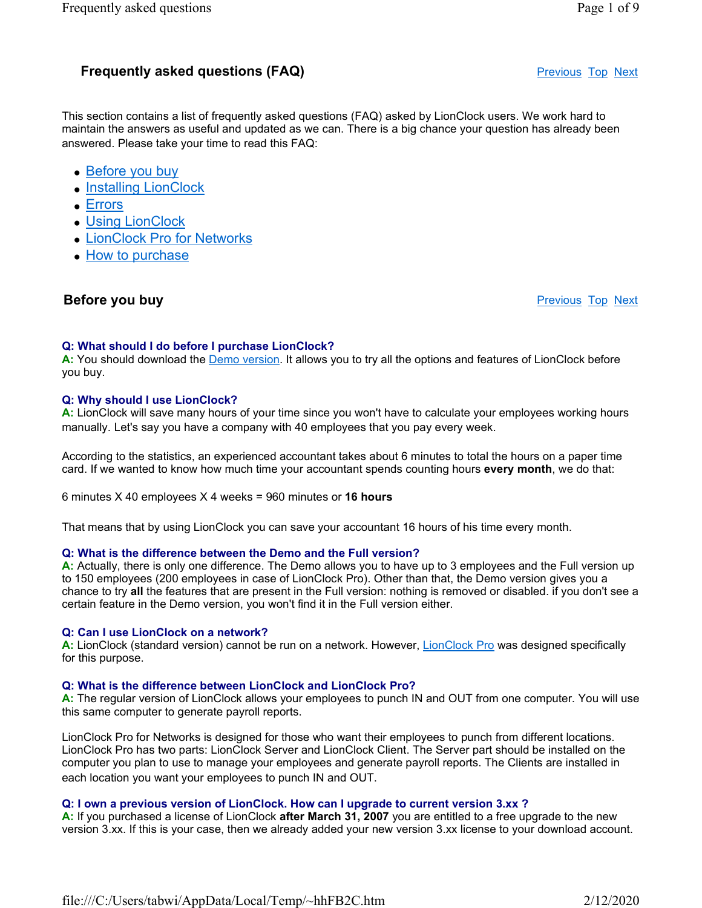# Frequently asked questions (FAQ)

Previous Top Next

This section contains a list of frequently asked questions (FAQ) asked by LionClock users. We work hard to maintain the answers as useful and updated as we can. There is a big chance your question has already been answered. Please take your time to read this FAQ:

- Before you buy
- Installing LionClock
- Errors
- Using LionClock
- LionClock Pro for Networks
- How to purchase

## Before you buy

Previous Top Next

**Q: What should I do before I purchase LionClock?**
**A:** You should download the Demo version. It allows you to try all the options and features of LionClock before you buy.

**Q: Why should I use LionClock?**
**A:** LionClock will save many hours of your time since you won't have to calculate your employees working hours manually. Let's say you have a company with 40 employees that you pay every week.

According to the statistics, an experienced accountant takes about 6 minutes to total the hours on a paper time card. If we wanted to know how much time your accountant spends counting hours **every month**, we do that:

6 minutes X 40 employees X 4 weeks = 960 minutes or **16 hours**

That means that by using LionClock you can save your accountant 16 hours of his time every month.

**Q: What is the difference between the Demo and the Full version?**
**A:** Actually, there is only one difference. The Demo allows you to have up to 3 employees and the Full version up to 150 employees (200 employees in case of LionClock Pro). Other than that, the Demo version gives you a chance to try **all** the features that are present in the Full version: nothing is removed or disabled. if you don't see a certain feature in the Demo version, you won't find it in the Full version either.

**Q: Can I use LionClock on a network?**
**A:** LionClock (standard version) cannot be run on a network. However, LionClock Pro was designed specifically for this purpose.

**Q: What is the difference between LionClock and LionClock Pro?**
**A:** The regular version of LionClock allows your employees to punch IN and OUT from one computer. You will use this same computer to generate payroll reports.

LionClock Pro for Networks is designed for those who want their employees to punch from different locations. LionClock Pro has two parts: LionClock Server and LionClock Client. The Server part should be installed on the computer you plan to use to manage your employees and generate payroll reports. The Clients are installed in each location you want your employees to punch IN and OUT.

**Q: I own a previous version of LionClock. How can I upgrade to current version 3.xx ?**
**A:** If you purchased a license of LionClock **after March 31, 2007** you are entitled to a free upgrade to the new version 3.xx. If this is your case, then we already added your new version 3.xx license to your download account.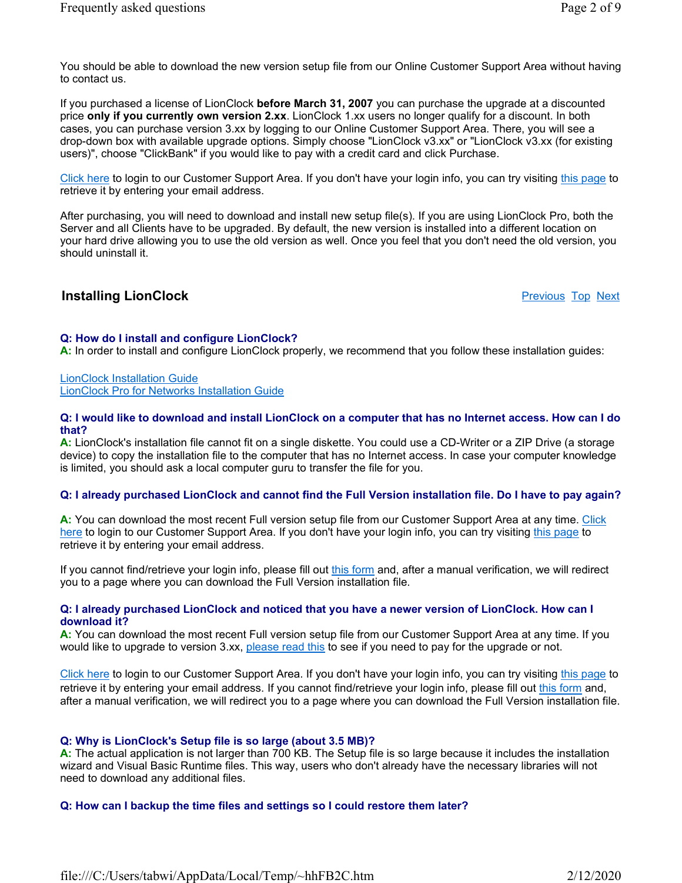You should be able to download the new version setup file from our Online Customer Support Area without having to contact us.

If you purchased a license of LionClock **before March 31, 2007** you can purchase the upgrade at a discounted price **only if you currently own version 2.xx**. LionClock 1.xx users no longer qualify for a discount. In both cases, you can purchase version 3.xx by logging to our Online Customer Support Area. There, you will see a drop-down box with available upgrade options. Simply choose "LionClock v3.xx" or "LionClock v3.xx (for existing users)", choose "ClickBank" if you would like to pay with a credit card and click Purchase.

Click here to login to our Customer Support Area. If you don't have your login info, you can try visiting this page to retrieve it by entering your email address.

After purchasing, you will need to download and install new setup file(s). If you are using LionClock Pro, both the Server and all Clients have to be upgraded. By default, the new version is installed into a different location on your hard drive allowing you to use the old version as well. Once you feel that you don't need the old version, you should uninstall it.

## Installing LionClock

Previous Top Next

**Q: How do I install and configure LionClock?**
**A:** In order to install and configure LionClock properly, we recommend that you follow these installation guides:

LionClock Installation Guide
LionClock Pro for Networks Installation Guide

**Q: I would like to download and install LionClock on a computer that has no Internet access. How can I do that?**
**A:** LionClock's installation file cannot fit on a single diskette. You could use a CD-Writer or a ZIP Drive (a storage device) to copy the installation file to the computer that has no Internet access. In case your computer knowledge is limited, you should ask a local computer guru to transfer the file for you.

**Q: I already purchased LionClock and cannot find the Full Version installation file. Do I have to pay again?**

**A:** You can download the most recent Full version setup file from our Customer Support Area at any time. Click here to login to our Customer Support Area. If you don't have your login info, you can try visiting this page to retrieve it by entering your email address.

If you cannot find/retrieve your login info, please fill out this form and, after a manual verification, we will redirect you to a page where you can download the Full Version installation file.

**Q: I already purchased LionClock and noticed that you have a newer version of LionClock. How can I download it?**
**A:** You can download the most recent Full version setup file from our Customer Support Area at any time. If you would like to upgrade to version 3.xx, please read this to see if you need to pay for the upgrade or not.

Click here to login to our Customer Support Area. If you don't have your login info, you can try visiting this page to retrieve it by entering your email address. If you cannot find/retrieve your login info, please fill out this form and, after a manual verification, we will redirect you to a page where you can download the Full Version installation file.

**Q: Why is LionClock's Setup file is so large (about 3.5 MB)?**
**A:** The actual application is not larger than 700 KB. The Setup file is so large because it includes the installation wizard and Visual Basic Runtime files. This way, users who don't already have the necessary libraries will not need to download any additional files.

**Q: How can I backup the time files and settings so I could restore them later?**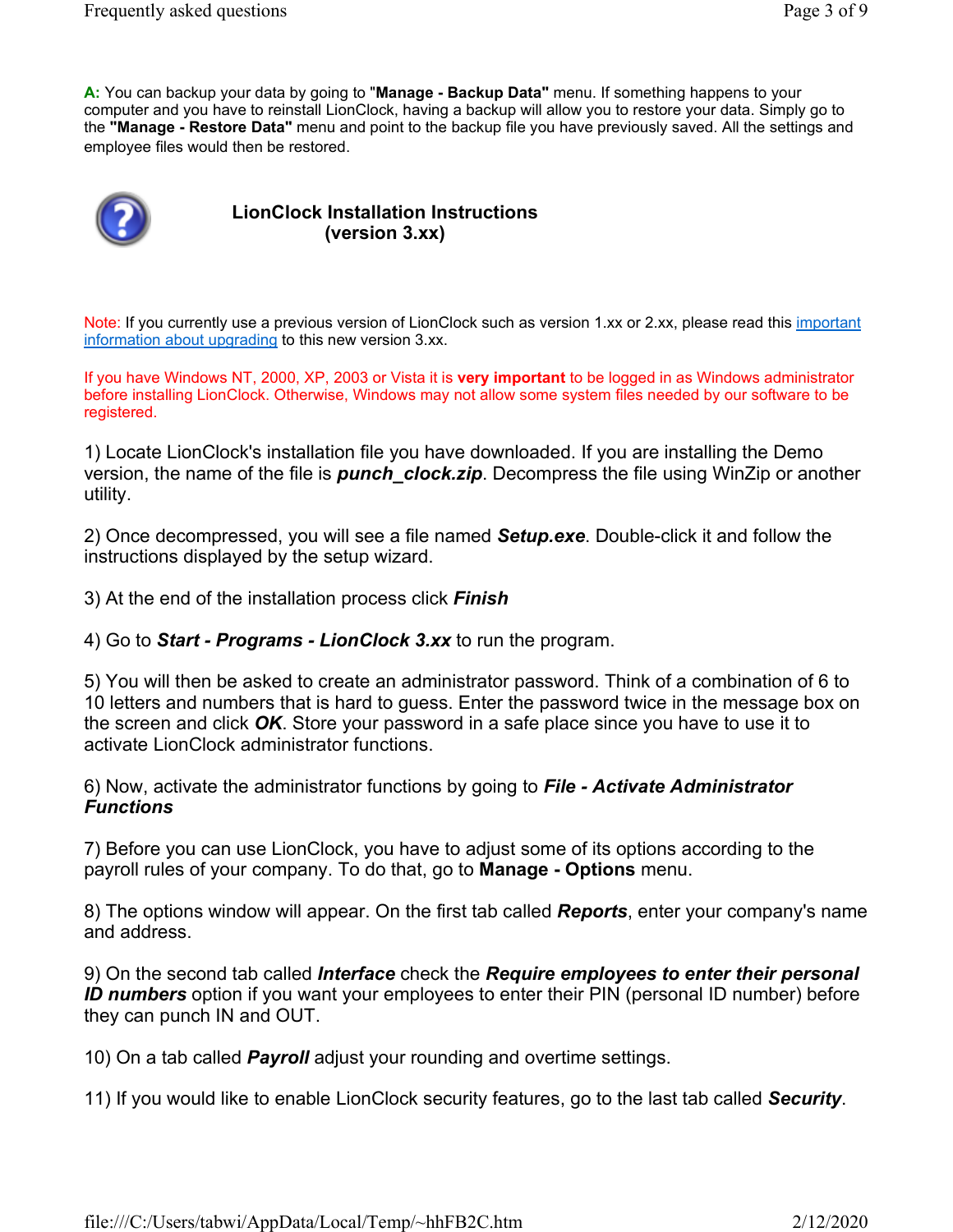**A:** You can backup your data by going to **"Manage - Backup Data"** menu. If something happens to your computer and you have to reinstall LionClock, having a backup will allow you to restore your data. Simply go to the **"Manage - Restore Data"** menu and point to the backup file you have previously saved. All the settings and employee files would then be restored.

## LionClock Installation Instructions (version 3.xx)

Note: If you currently use a previous version of LionClock such as version 1.xx or 2.xx, please read this important information about upgrading to this new version 3.xx.

If you have Windows NT, 2000, XP, 2003 or Vista it is **very important** to be logged in as Windows administrator before installing LionClock. Otherwise, Windows may not allow some system files needed by our software to be registered.

1) Locate LionClock's installation file you have downloaded. If you are installing the Demo version, the name of the file is ***punch_clock.zip***. Decompress the file using WinZip or another utility.

2) Once decompressed, you will see a file named ***Setup.exe***. Double-click it and follow the instructions displayed by the setup wizard.

3) At the end of the installation process click ***Finish***

4) Go to ***Start - Programs - LionClock 3.xx*** to run the program.

5) You will then be asked to create an administrator password. Think of a combination of 6 to 10 letters and numbers that is hard to guess. Enter the password twice in the message box on the screen and click ***OK***. Store your password in a safe place since you have to use it to activate LionClock administrator functions.

6) Now, activate the administrator functions by going to ***File - Activate Administrator Functions***

7) Before you can use LionClock, you have to adjust some of its options according to the payroll rules of your company. To do that, go to **Manage - Options** menu.

8) The options window will appear. On the first tab called ***Reports***, enter your company's name and address.

9) On the second tab called ***Interface*** check the ***Require employees to enter their personal ID numbers*** option if you want your employees to enter their PIN (personal ID number) before they can punch IN and OUT.

10) On a tab called ***Payroll*** adjust your rounding and overtime settings.

11) If you would like to enable LionClock security features, go to the last tab called ***Security***.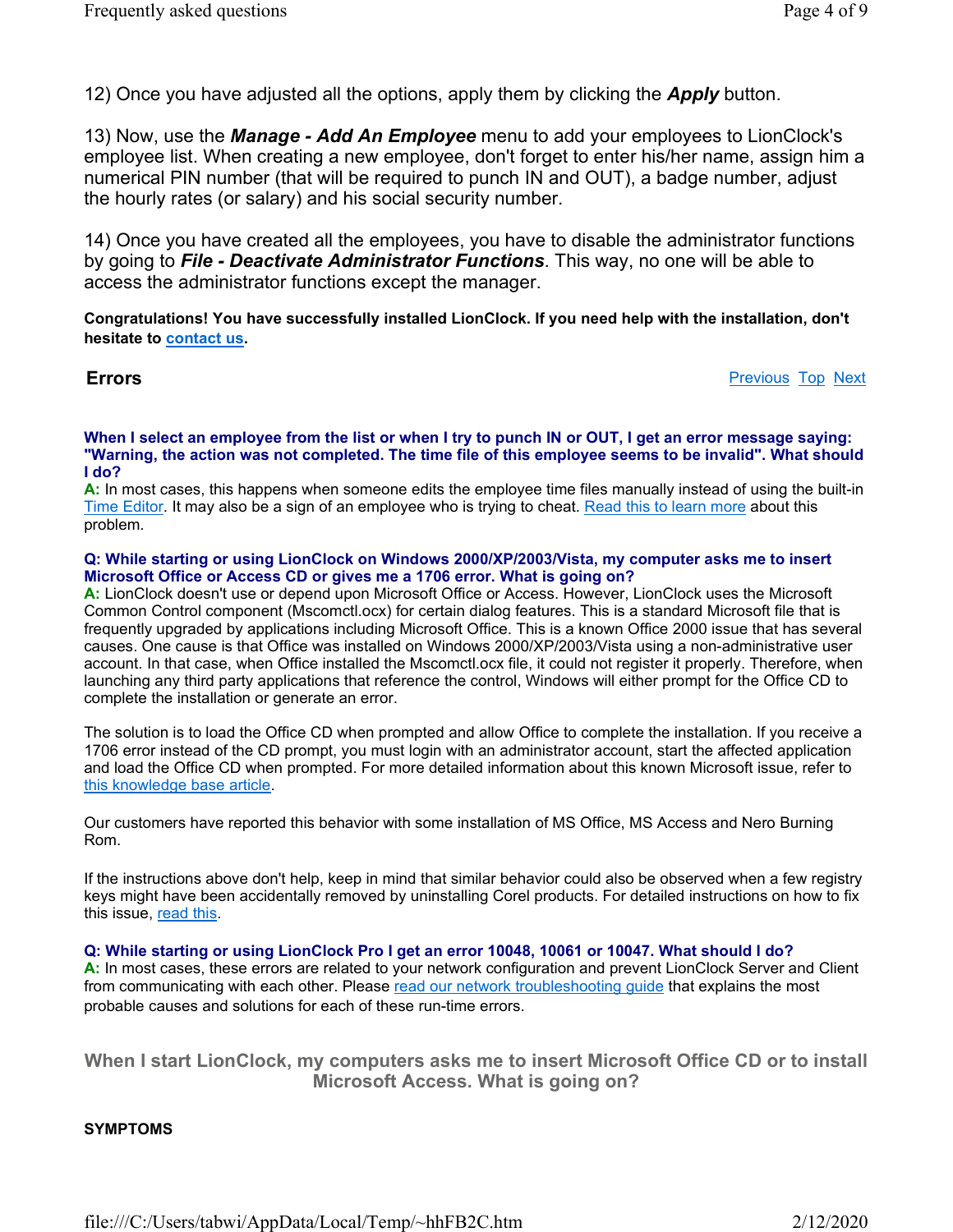12) Once you have adjusted all the options, apply them by clicking the ***Apply*** button.

13) Now, use the ***Manage - Add An Employee*** menu to add your employees to LionClock's employee list. When creating a new employee, don't forget to enter his/her name, assign him a numerical PIN number (that will be required to punch IN and OUT), a badge number, adjust the hourly rates (or salary) and his social security number.

14) Once you have created all the employees, you have to disable the administrator functions by going to ***File - Deactivate Administrator Functions***. This way, no one will be able to access the administrator functions except the manager.

**Congratulations! You have successfully installed LionClock. If you need help with the installation, don't hesitate to contact us.**

## Errors

Previous Top Next

**When I select an employee from the list or when I try to punch IN or OUT, I get an error message saying: "Warning, the action was not completed. The time file of this employee seems to be invalid". What should I do?**
**A:** In most cases, this happens when someone edits the employee time files manually instead of using the built-in Time Editor. It may also be a sign of an employee who is trying to cheat. Read this to learn more about this problem.

**Q: While starting or using LionClock on Windows 2000/XP/2003/Vista, my computer asks me to insert Microsoft Office or Access CD or gives me a 1706 error. What is going on?**
**A:** LionClock doesn't use or depend upon Microsoft Office or Access. However, LionClock uses the Microsoft Common Control component (Mscomctl.ocx) for certain dialog features. This is a standard Microsoft file that is frequently upgraded by applications including Microsoft Office. This is a known Office 2000 issue that has several causes. One cause is that Office was installed on Windows 2000/XP/2003/Vista using a non-administrative user account. In that case, when Office installed the Mscomctl.ocx file, it could not register it properly. Therefore, when launching any third party applications that reference the control, Windows will either prompt for the Office CD to complete the installation or generate an error.

The solution is to load the Office CD when prompted and allow Office to complete the installation. If you receive a 1706 error instead of the CD prompt, you must login with an administrator account, start the affected application and load the Office CD when prompted. For more detailed information about this known Microsoft issue, refer to this knowledge base article.

Our customers have reported this behavior with some installation of MS Office, MS Access and Nero Burning Rom.

If the instructions above don't help, keep in mind that similar behavior could also be observed when a few registry keys might have been accidentally removed by uninstalling Corel products. For detailed instructions on how to fix this issue, read this.

**Q: While starting or using LionClock Pro I get an error 10048, 10061 or 10047. What should I do?**
**A:** In most cases, these errors are related to your network configuration and prevent LionClock Server and Client from communicating with each other. Please read our network troubleshooting guide that explains the most probable causes and solutions for each of these run-time errors.

## When I start LionClock, my computers asks me to insert Microsoft Office CD or to install Microsoft Access. What is going on?

**SYMPTOMS**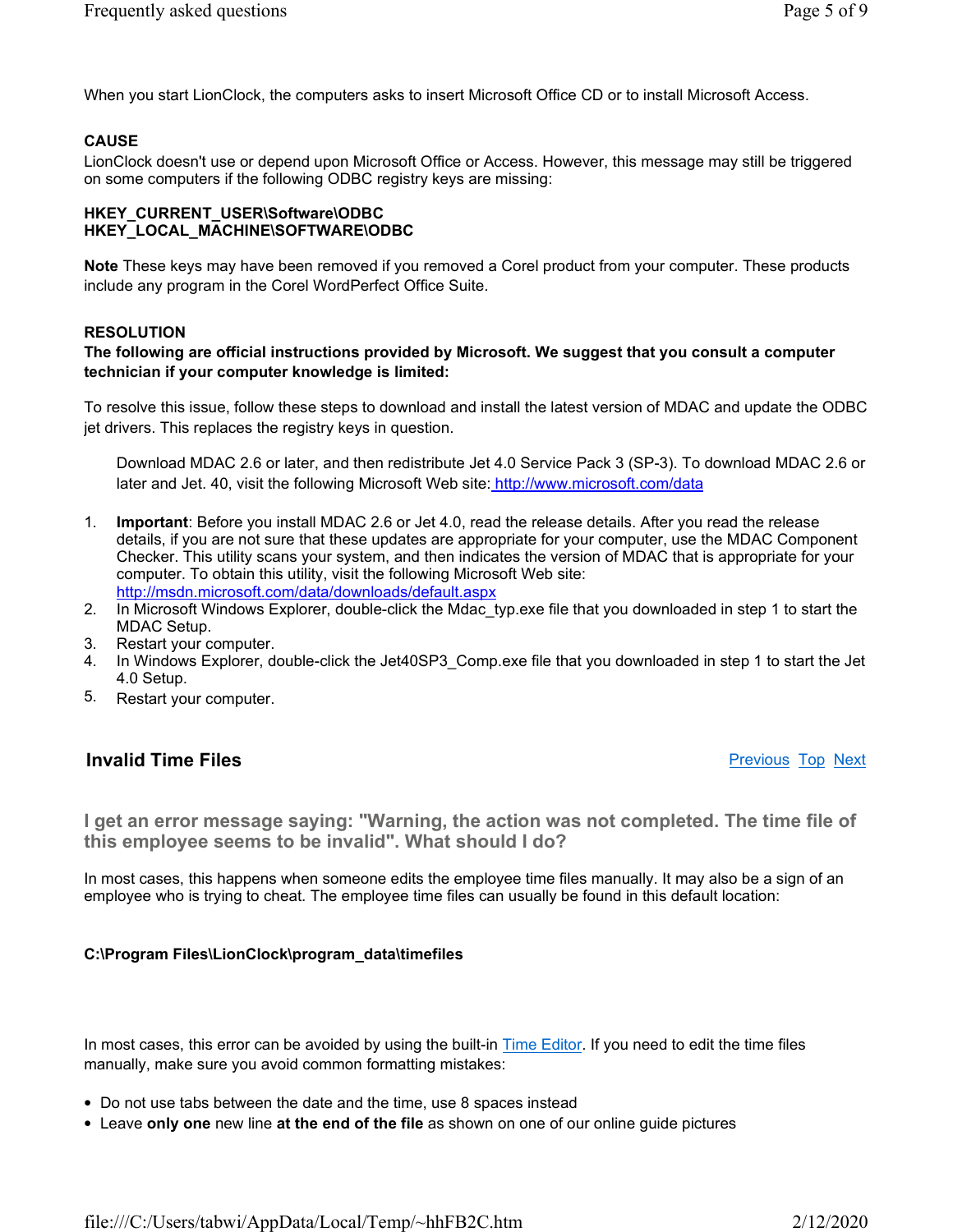When you start LionClock, the computers asks to insert Microsoft Office CD or to install Microsoft Access.

**CAUSE**
LionClock doesn't use or depend upon Microsoft Office or Access. However, this message may still be triggered on some computers if the following ODBC registry keys are missing:

**HKEY_CURRENT_USER\Software\ODBC**
**HKEY_LOCAL_MACHINE\SOFTWARE\ODBC**

**Note** These keys may have been removed if you removed a Corel product from your computer. These products include any program in the Corel WordPerfect Office Suite.

**RESOLUTION**
**The following are official instructions provided by Microsoft. We suggest that you consult a computer technician if your computer knowledge is limited:**

To resolve this issue, follow these steps to download and install the latest version of MDAC and update the ODBC jet drivers. This replaces the registry keys in question.

> Download MDAC 2.6 or later, and then redistribute Jet 4.0 Service Pack 3 (SP-3). To download MDAC 2.6 or later and Jet. 40, visit the following Microsoft Web site: http://www.microsoft.com/data

1. **Important**: Before you install MDAC 2.6 or Jet 4.0, read the release details. After you read the release details, if you are not sure that these updates are appropriate for your computer, use the MDAC Component Checker. This utility scans your system, and then indicates the version of MDAC that is appropriate for your computer. To obtain this utility, visit the following Microsoft Web site: http://msdn.microsoft.com/data/downloads/default.aspx
2. In Microsoft Windows Explorer, double-click the Mdac_typ.exe file that you downloaded in step 1 to start the MDAC Setup.
3. Restart your computer.
4. In Windows Explorer, double-click the Jet40SP3_Comp.exe file that you downloaded in step 1 to start the Jet 4.0 Setup.
5. Restart your computer.

## Invalid Time Files

Previous Top Next

### I get an error message saying: "Warning, the action was not completed. The time file of this employee seems to be invalid". What should I do?

In most cases, this happens when someone edits the employee time files manually. It may also be a sign of an employee who is trying to cheat. The employee time files can usually be found in this default location:

**C:\Program Files\LionClock\program_data\timefiles**

In most cases, this error can be avoided by using the built-in Time Editor. If you need to edit the time files manually, make sure you avoid common formatting mistakes:

- Do not use tabs between the date and the time, use 8 spaces instead
- Leave **only one** new line **at the end of the file** as shown on one of our online guide pictures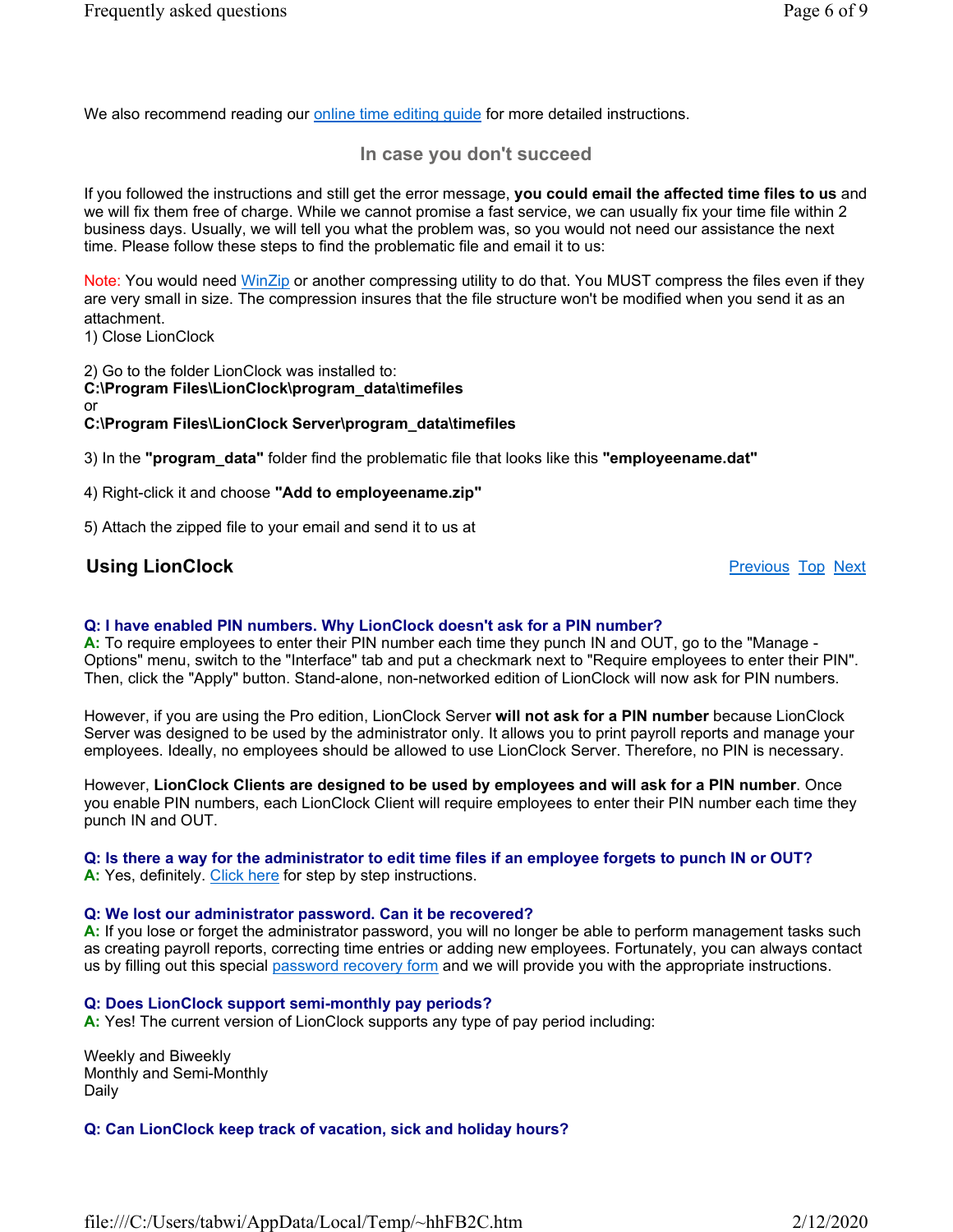We also recommend reading our online time editing guide for more detailed instructions.

### In case you don't succeed

If you followed the instructions and still get the error message, **you could email the affected time files to us** and we will fix them free of charge. While we cannot promise a fast service, we can usually fix your time file within 2 business days. Usually, we will tell you what the problem was, so you would not need our assistance the next time. Please follow these steps to find the problematic file and email it to us:

Note: You would need WinZip or another compressing utility to do that. You MUST compress the files even if they are very small in size. The compression insures that the file structure won't be modified when you send it as an attachment.

1) Close LionClock

2) Go to the folder LionClock was installed to:
**C:\Program Files\LionClock\program_data\timefiles**
or
**C:\Program Files\LionClock Server\program_data\timefiles**

3) In the **"program_data"** folder find the problematic file that looks like this **"employeename.dat"**

4) Right-click it and choose **"Add to employeename.zip"**

5) Attach the zipped file to your email and send it to us at

## Using LionClock

Previous Top Next

**Q: I have enabled PIN numbers. Why LionClock doesn't ask for a PIN number?**
**A:** To require employees to enter their PIN number each time they punch IN and OUT, go to the "Manage - Options" menu, switch to the "Interface" tab and put a checkmark next to "Require employees to enter their PIN". Then, click the "Apply" button. Stand-alone, non-networked edition of LionClock will now ask for PIN numbers.

However, if you are using the Pro edition, LionClock Server **will not ask for a PIN number** because LionClock Server was designed to be used by the administrator only. It allows you to print payroll reports and manage your employees. Ideally, no employees should be allowed to use LionClock Server. Therefore, no PIN is necessary.

However, **LionClock Clients are designed to be used by employees and will ask for a PIN number**. Once you enable PIN numbers, each LionClock Client will require employees to enter their PIN number each time they punch IN and OUT.

**Q: Is there a way for the administrator to edit time files if an employee forgets to punch IN or OUT?**
**A:** Yes, definitely. Click here for step by step instructions.

**Q: We lost our administrator password. Can it be recovered?**
**A:** If you lose or forget the administrator password, you will no longer be able to perform management tasks such as creating payroll reports, correcting time entries or adding new employees. Fortunately, you can always contact us by filling out this special password recovery form and we will provide you with the appropriate instructions.

**Q: Does LionClock support semi-monthly pay periods?**
**A:** Yes! The current version of LionClock supports any type of pay period including:

Weekly and Biweekly
Monthly and Semi-Monthly
Daily

**Q: Can LionClock keep track of vacation, sick and holiday hours?**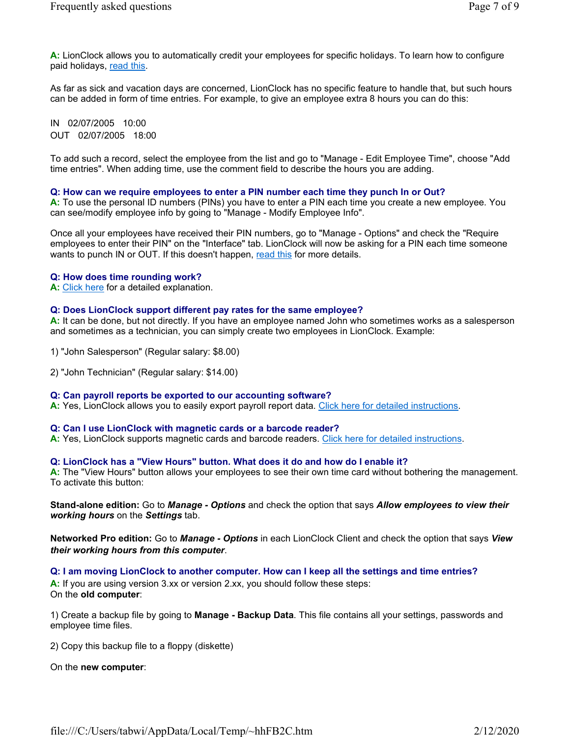**A:** LionClock allows you to automatically credit your employees for specific holidays. To learn how to configure paid holidays, [read this](#).

As far as sick and vacation days are concerned, LionClock has no specific feature to handle that, but such hours can be added in form of time entries. For example, to give an employee extra 8 hours you can do this:

IN 02/07/2005 10:00
OUT 02/07/2005 18:00

To add such a record, select the employee from the list and go to "Manage - Edit Employee Time", choose "Add time entries". When adding time, use the comment field to describe the hours you are adding.

**Q: How can we require employees to enter a PIN number each time they punch In or Out?**
**A:** To use the personal ID numbers (PINs) you have to enter a PIN each time you create a new employee. You can see/modify employee info by going to "Manage - Modify Employee Info".

Once all your employees have received their PIN numbers, go to "Manage - Options" and check the "Require employees to enter their PIN" on the "Interface" tab. LionClock will now be asking for a PIN each time someone wants to punch IN or OUT. If this doesn't happen, [read this](#) for more details.

**Q: How does time rounding work?**
**A:** [Click here](#) for a detailed explanation.

**Q: Does LionClock support different pay rates for the same employee?**
**A:** It can be done, but not directly. If you have an employee named John who sometimes works as a salesperson and sometimes as a technician, you can simply create two employees in LionClock. Example:

1) "John Salesperson" (Regular salary: $8.00)

2) "John Technician" (Regular salary: $14.00)

**Q: Can payroll reports be exported to our accounting software?**
**A:** Yes, LionClock allows you to easily export payroll report data. [Click here for detailed instructions](#).

**Q: Can I use LionClock with magnetic cards or a barcode reader?**
**A:** Yes, LionClock supports magnetic cards and barcode readers. [Click here for detailed instructions](#).

**Q: LionClock has a "View Hours" button. What does it do and how do I enable it?**
**A:** The "View Hours" button allows your employees to see their own time card without bothering the management. To activate this button:

**Stand-alone edition:** Go to ***Manage - Options*** and check the option that says ***Allow employees to view their working hours*** on the ***Settings*** tab.

**Networked Pro edition:** Go to ***Manage - Options*** in each LionClock Client and check the option that says ***View their working hours from this computer***.

**Q: I am moving LionClock to another computer. How can I keep all the settings and time entries?**
**A:** If you are using version 3.xx or version 2.xx, you should follow these steps:
On the **old computer**:

1) Create a backup file by going to **Manage - Backup Data**. This file contains all your settings, passwords and employee time files.

2) Copy this backup file to a floppy (diskette)

On the **new computer**: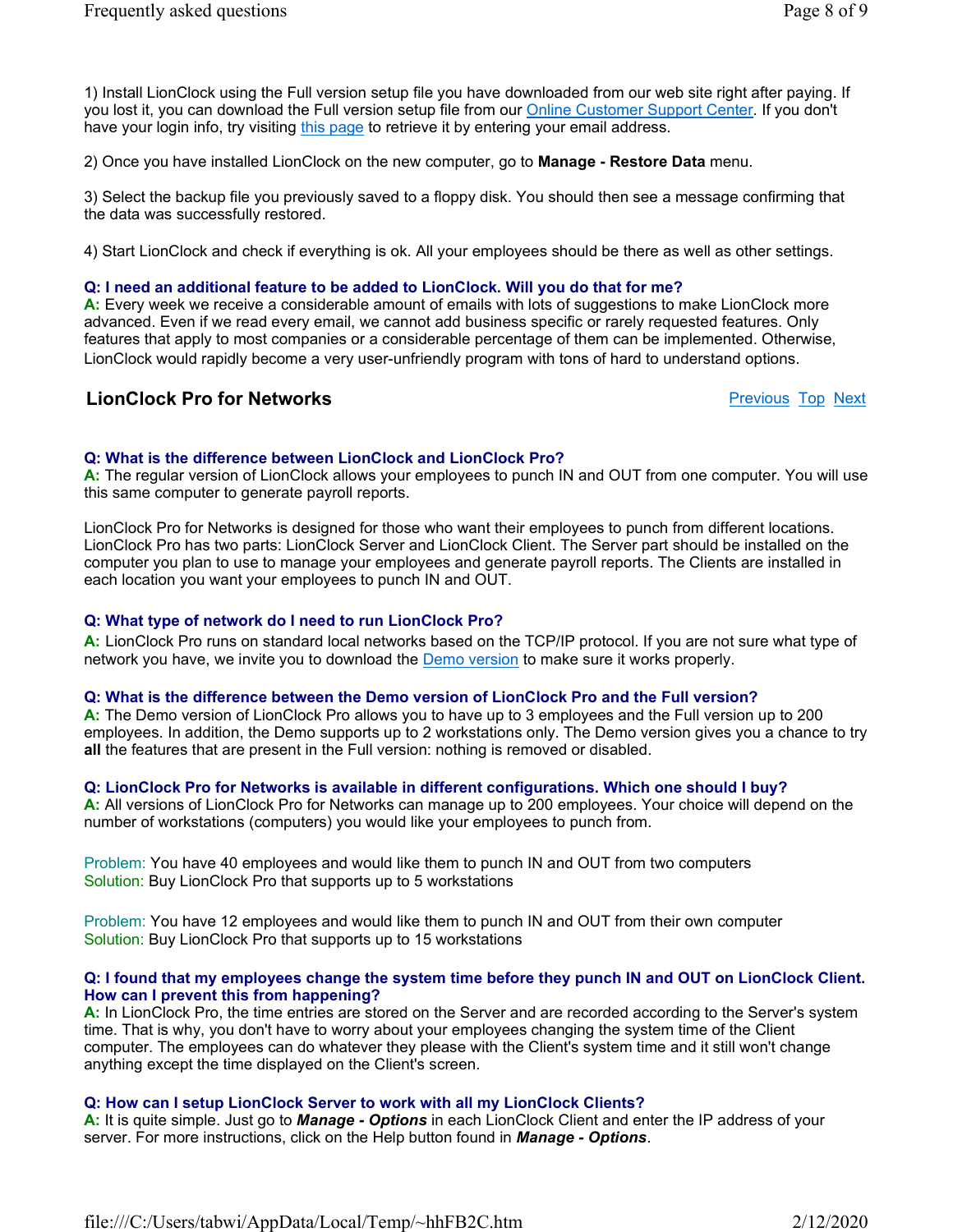1) Install LionClock using the Full version setup file you have downloaded from our web site right after paying. If you lost it, you can download the Full version setup file from our Online Customer Support Center. If you don't have your login info, try visiting this page to retrieve it by entering your email address.

2) Once you have installed LionClock on the new computer, go to **Manage - Restore Data** menu.

3) Select the backup file you previously saved to a floppy disk. You should then see a message confirming that the data was successfully restored.

4) Start LionClock and check if everything is ok. All your employees should be there as well as other settings.

**Q: I need an additional feature to be added to LionClock. Will you do that for me?**
**A:** Every week we receive a considerable amount of emails with lots of suggestions to make LionClock more advanced. Even if we read every email, we cannot add business specific or rarely requested features. Only features that apply to most companies or a considerable percentage of them can be implemented. Otherwise, LionClock would rapidly become a very user-unfriendly program with tons of hard to understand options.

## LionClock Pro for Networks

Previous Top Next

**Q: What is the difference between LionClock and LionClock Pro?**
**A:** The regular version of LionClock allows your employees to punch IN and OUT from one computer. You will use this same computer to generate payroll reports.

LionClock Pro for Networks is designed for those who want their employees to punch from different locations. LionClock Pro has two parts: LionClock Server and LionClock Client. The Server part should be installed on the computer you plan to use to manage your employees and generate payroll reports. The Clients are installed in each location you want your employees to punch IN and OUT.

**Q: What type of network do I need to run LionClock Pro?**
**A:** LionClock Pro runs on standard local networks based on the TCP/IP protocol. If you are not sure what type of network you have, we invite you to download the Demo version to make sure it works properly.

**Q: What is the difference between the Demo version of LionClock Pro and the Full version?**
**A:** The Demo version of LionClock Pro allows you to have up to 3 employees and the Full version up to 200 employees. In addition, the Demo supports up to 2 workstations only. The Demo version gives you a chance to try **all** the features that are present in the Full version: nothing is removed or disabled.

**Q: LionClock Pro for Networks is available in different configurations. Which one should I buy?**
**A:** All versions of LionClock Pro for Networks can manage up to 200 employees. Your choice will depend on the number of workstations (computers) you would like your employees to punch from.

Problem: You have 40 employees and would like them to punch IN and OUT from two computers
Solution: Buy LionClock Pro that supports up to 5 workstations

Problem: You have 12 employees and would like them to punch IN and OUT from their own computer
Solution: Buy LionClock Pro that supports up to 15 workstations

**Q: I found that my employees change the system time before they punch IN and OUT on LionClock Client. How can I prevent this from happening?**
**A:** In LionClock Pro, the time entries are stored on the Server and are recorded according to the Server's system time. That is why, you don't have to worry about your employees changing the system time of the Client computer. The employees can do whatever they please with the Client's system time and it still won't change anything except the time displayed on the Client's screen.

**Q: How can I setup LionClock Server to work with all my LionClock Clients?**
**A:** It is quite simple. Just go to ***Manage - Options*** in each LionClock Client and enter the IP address of your server. For more instructions, click on the Help button found in ***Manage - Options***.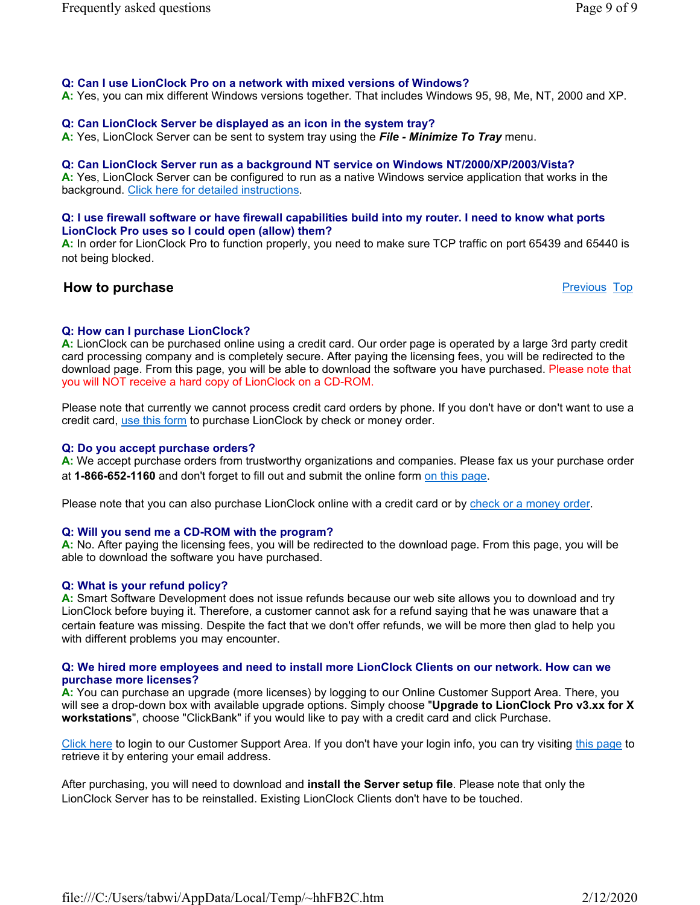**Q: Can I use LionClock Pro on a network with mixed versions of Windows?**
**A:** Yes, you can mix different Windows versions together. That includes Windows 95, 98, Me, NT, 2000 and XP.

**Q: Can LionClock Server be displayed as an icon in the system tray?**
**A:** Yes, LionClock Server can be sent to system tray using the ***File - Minimize To Tray*** menu.

**Q: Can LionClock Server run as a background NT service on Windows NT/2000/XP/2003/Vista?**
**A:** Yes, LionClock Server can be configured to run as a native Windows service application that works in the background. Click here for detailed instructions.

**Q: I use firewall software or have firewall capabilities build into my router. I need to know what ports LionClock Pro uses so I could open (allow) them?**
**A:** In order for LionClock Pro to function properly, you need to make sure TCP traffic on port 65439 and 65440 is not being blocked.

## How to purchase

Previous Top

**Q: How can I purchase LionClock?**
**A:** LionClock can be purchased online using a credit card. Our order page is operated by a large 3rd party credit card processing company and is completely secure. After paying the licensing fees, you will be redirected to the download page. From this page, you will be able to download the software you have purchased. Please note that you will NOT receive a hard copy of LionClock on a CD-ROM.

Please note that currently we cannot process credit card orders by phone. If you don't have or don't want to use a credit card, use this form to purchase LionClock by check or money order.

**Q: Do you accept purchase orders?**
**A:** We accept purchase orders from trustworthy organizations and companies. Please fax us your purchase order at **1-866-652-1160** and don't forget to fill out and submit the online form on this page.

Please note that you can also purchase LionClock online with a credit card or by check or a money order.

**Q: Will you send me a CD-ROM with the program?**
**A:** No. After paying the licensing fees, you will be redirected to the download page. From this page, you will be able to download the software you have purchased.

**Q: What is your refund policy?**
**A:** Smart Software Development does not issue refunds because our web site allows you to download and try LionClock before buying it. Therefore, a customer cannot ask for a refund saying that he was unaware that a certain feature was missing. Despite the fact that we don't offer refunds, we will be more then glad to help you with different problems you may encounter.

**Q: We hired more employees and need to install more LionClock Clients on our network. How can we purchase more licenses?**
**A:** You can purchase an upgrade (more licenses) by logging to our Online Customer Support Area. There, you will see a drop-down box with available upgrade options. Simply choose "**Upgrade to LionClock Pro v3.xx for X workstations**", choose "ClickBank" if you would like to pay with a credit card and click Purchase.

Click here to login to our Customer Support Area. If you don't have your login info, you can try visiting this page to retrieve it by entering your email address.

After purchasing, you will need to download and **install the Server setup file**. Please note that only the LionClock Server has to be reinstalled. Existing LionClock Clients don't have to be touched.